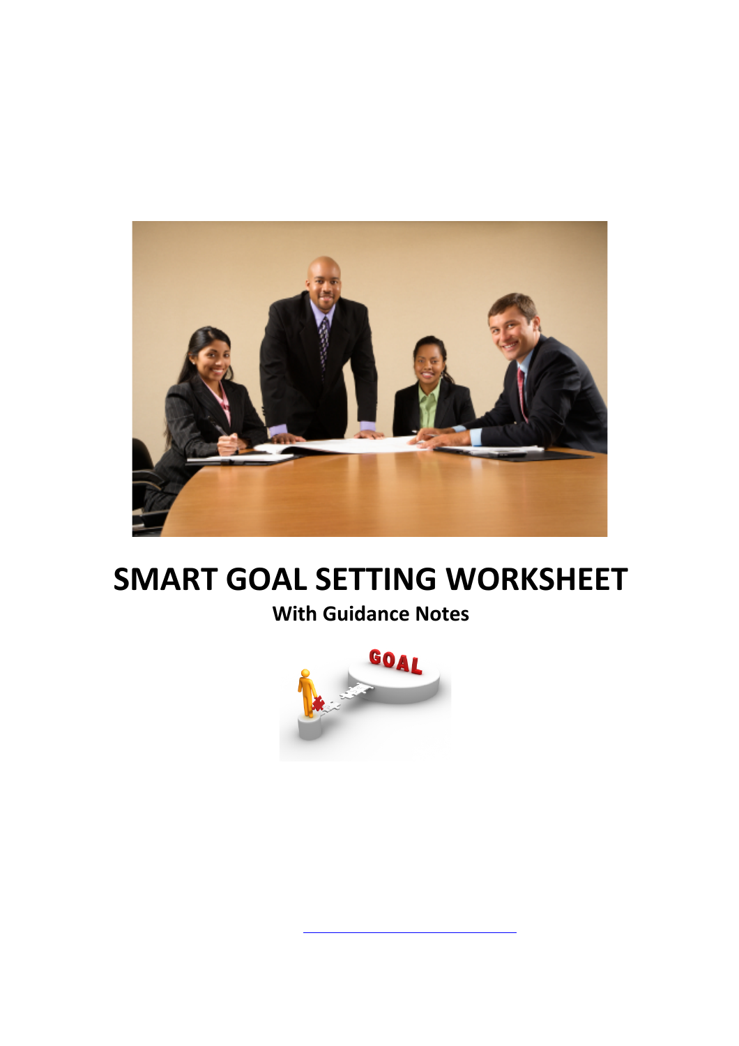# SMART GOAL SETTING WORKSHEET

**With Guidance Notes**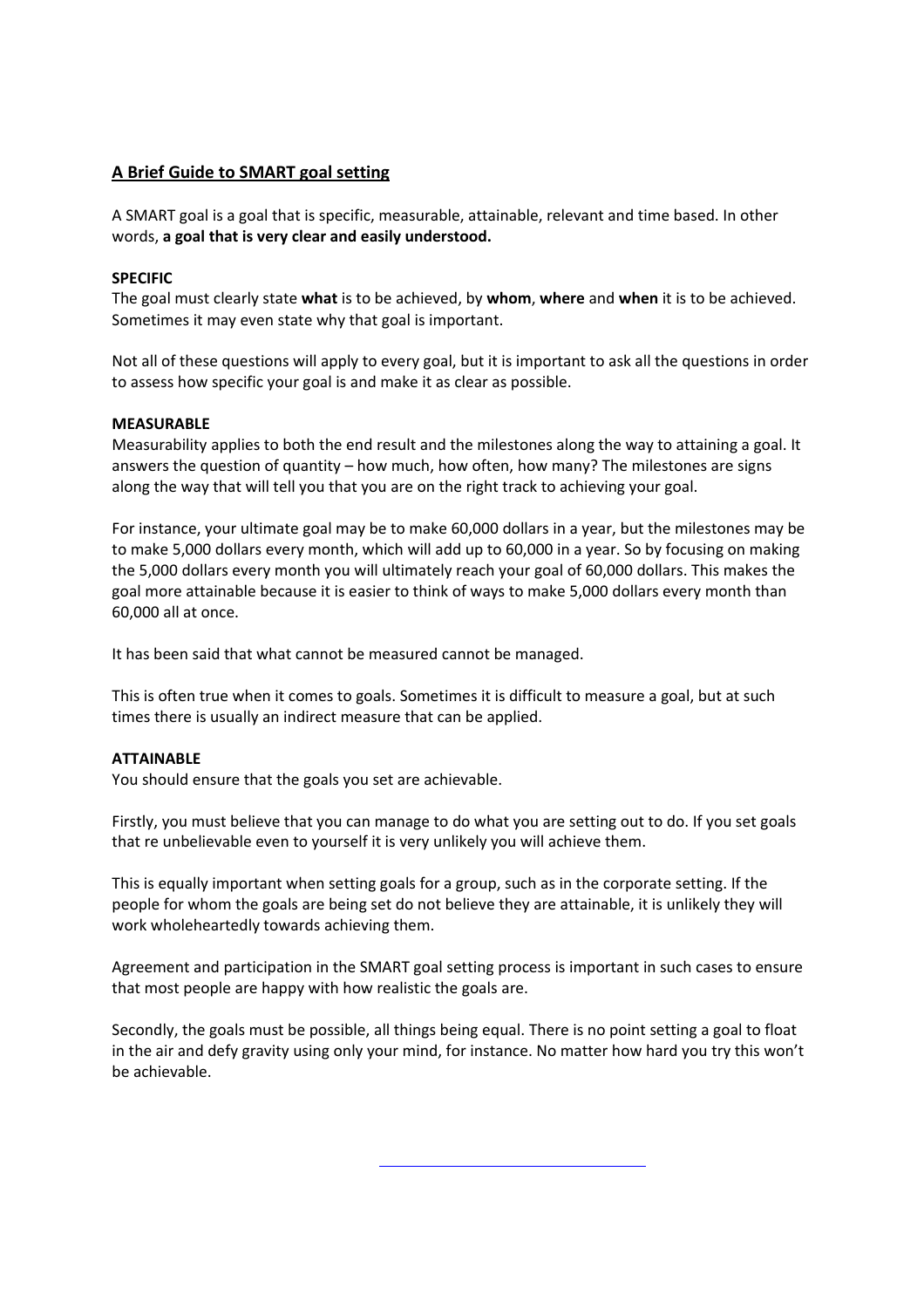## A Brief Guide to SMART goal setting

A SMART goal is a goal that is specific, measurable, attainable, relevant and time based. In other words, **a goal that is very clear and easily understood.**

**SPECIFIC**

The goal must clearly state **what** is to be achieved, by **whom**, **where** and **when** it is to be achieved. Sometimes it may even state why that goal is important.

Not all of these questions will apply to every goal, but it is important to ask all the questions in order to assess how specific your goal is and make it as clear as possible.

**MEASURABLE**

Measurability applies to both the end result and the milestones along the way to attaining a goal. It answers the question of quantity – how much, how often, how many? The milestones are signs along the way that will tell you that you are on the right track to achieving your goal.

For instance, your ultimate goal may be to make 60,000 dollars in a year, but the milestones may be to make 5,000 dollars every month, which will add up to 60,000 in a year. So by focusing on making the 5,000 dollars every month you will ultimately reach your goal of 60,000 dollars. This makes the goal more attainable because it is easier to think of ways to make 5,000 dollars every month than 60,000 all at once.

It has been said that what cannot be measured cannot be managed.

This is often true when it comes to goals. Sometimes it is difficult to measure a goal, but at such times there is usually an indirect measure that can be applied.

**ATTAINABLE**

You should ensure that the goals you set are achievable.

Firstly, you must believe that you can manage to do what you are setting out to do. If you set goals that re unbelievable even to yourself it is very unlikely you will achieve them.

This is equally important when setting goals for a group, such as in the corporate setting. If the people for whom the goals are being set do not believe they are attainable, it is unlikely they will work wholeheartedly towards achieving them.

Agreement and participation in the SMART goal setting process is important in such cases to ensure that most people are happy with how realistic the goals are.

Secondly, the goals must be possible, all things being equal. There is no point setting a goal to float in the air and defy gravity using only your mind, for instance. No matter how hard you try this won't be achievable.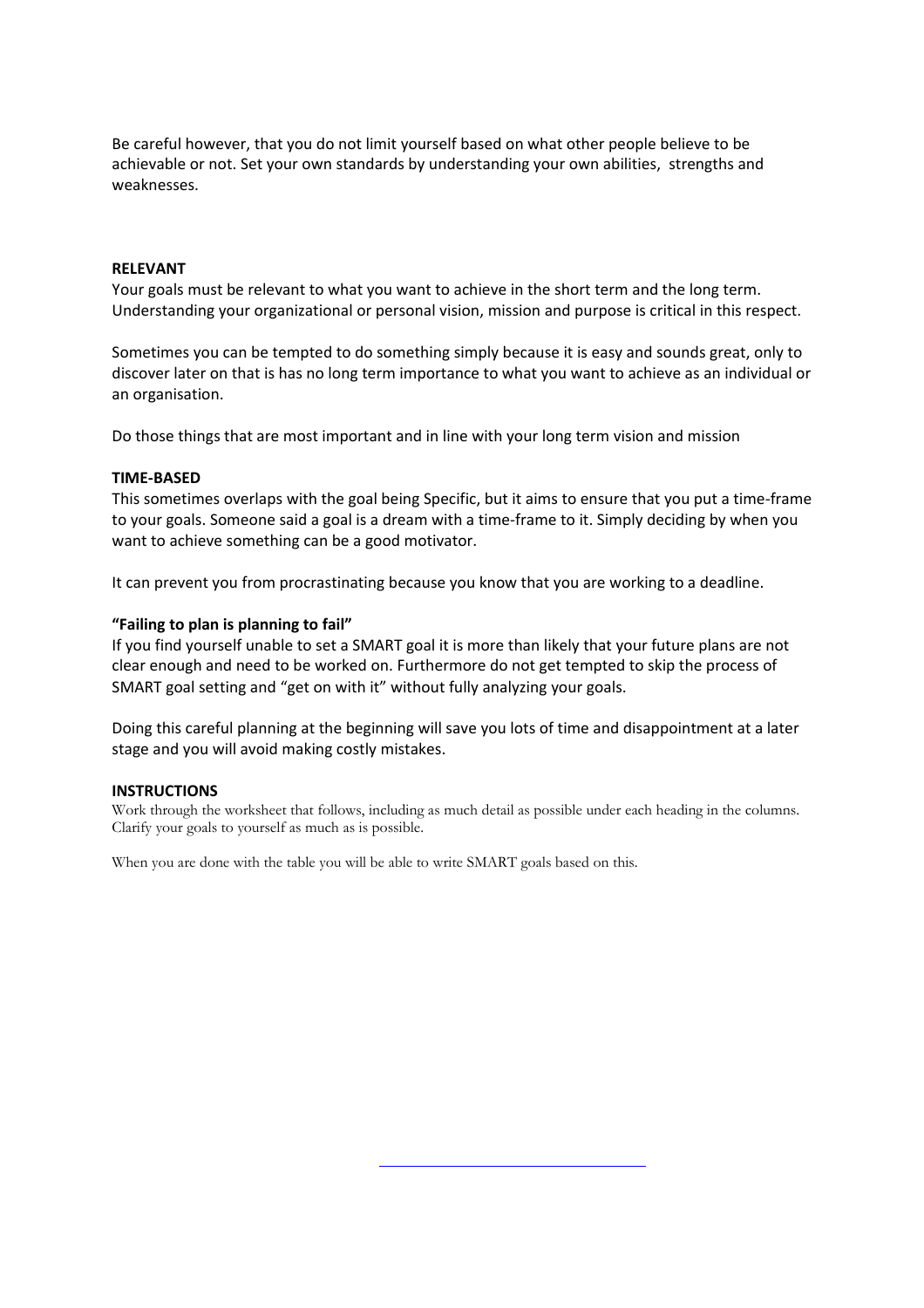Be careful however, that you do not limit yourself based on what other people believe to be achievable or not. Set your own standards by understanding your own abilities, strengths and weaknesses.

**RELEVANT**

Your goals must be relevant to what you want to achieve in the short term and the long term. Understanding your organizational or personal vision, mission and purpose is critical in this respect.

Sometimes you can be tempted to do something simply because it is easy and sounds great, only to discover later on that is has no long term importance to what you want to achieve as an individual or an organisation.

Do those things that are most important and in line with your long term vision and mission

**TIME-BASED**

This sometimes overlaps with the goal being Specific, but it aims to ensure that you put a time-frame to your goals. Someone said a goal is a dream with a time-frame to it. Simply deciding by when you want to achieve something can be a good motivator.

It can prevent you from procrastinating because you know that you are working to a deadline.

**"Failing to plan is planning to fail"**

If you find yourself unable to set a SMART goal it is more than likely that your future plans are not clear enough and need to be worked on. Furthermore do not get tempted to skip the process of SMART goal setting and "get on with it" without fully analyzing your goals.

Doing this careful planning at the beginning will save you lots of time and disappointment at a later stage and you will avoid making costly mistakes.

**INSTRUCTIONS**

Work through the worksheet that follows, including as much detail as possible under each heading in the columns. Clarify your goals to yourself as much as is possible.

When you are done with the table you will be able to write SMART goals based on this.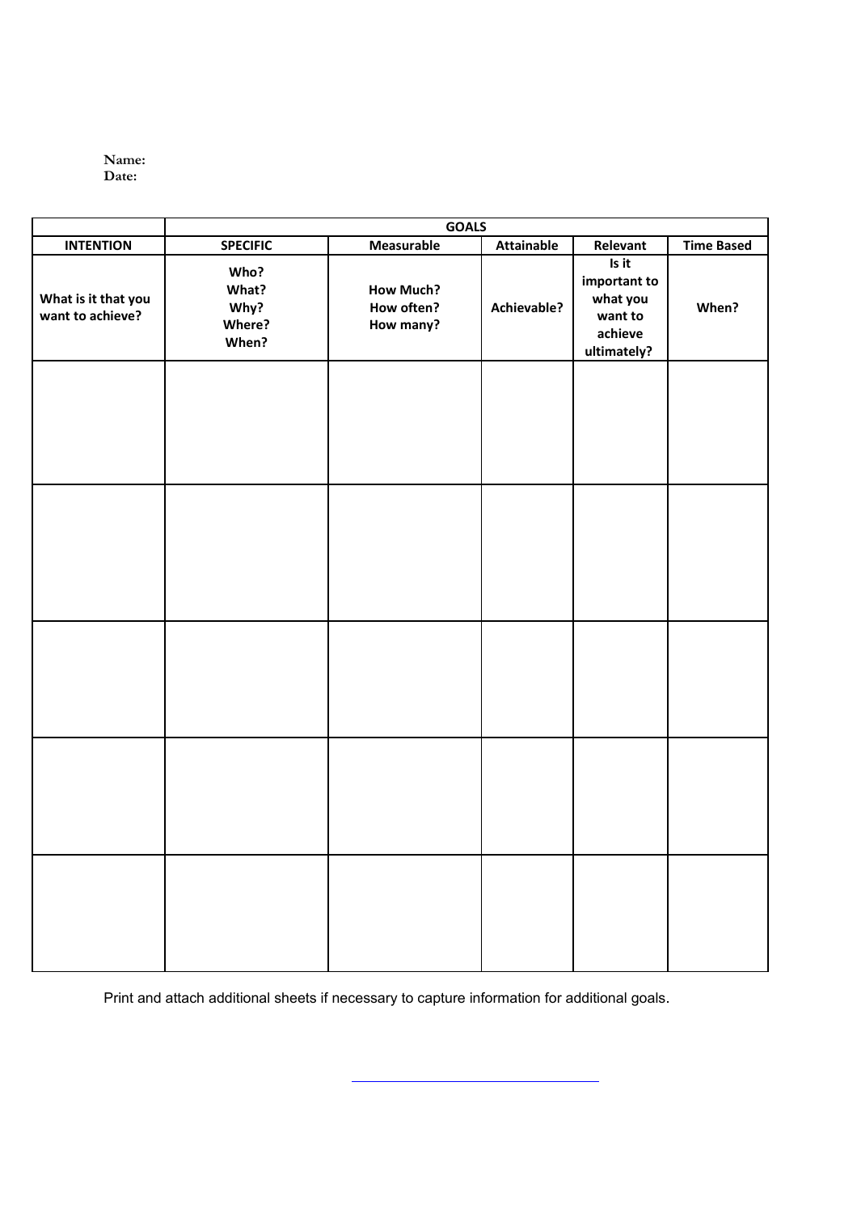**Name:**
**Date:**

| | **GOALS** | | | | |
|---|---|---|---|---|---|
| **INTENTION** | **SPECIFIC** | **Measurable** | **Attainable** | **Relevant** | **Time Based** |
| **What is it that you want to achieve?** | **Who? What? Why? Where? When?** | **How Much? How often? How many?** | **Achievable?** | **Is it important to what you want to achieve ultimately?** | **When?** |
| | | | | | |
| | | | | | |
| | | | | | |
| | | | | | |
| | | | | | |

Print and attach additional sheets if necessary to capture information for additional goals.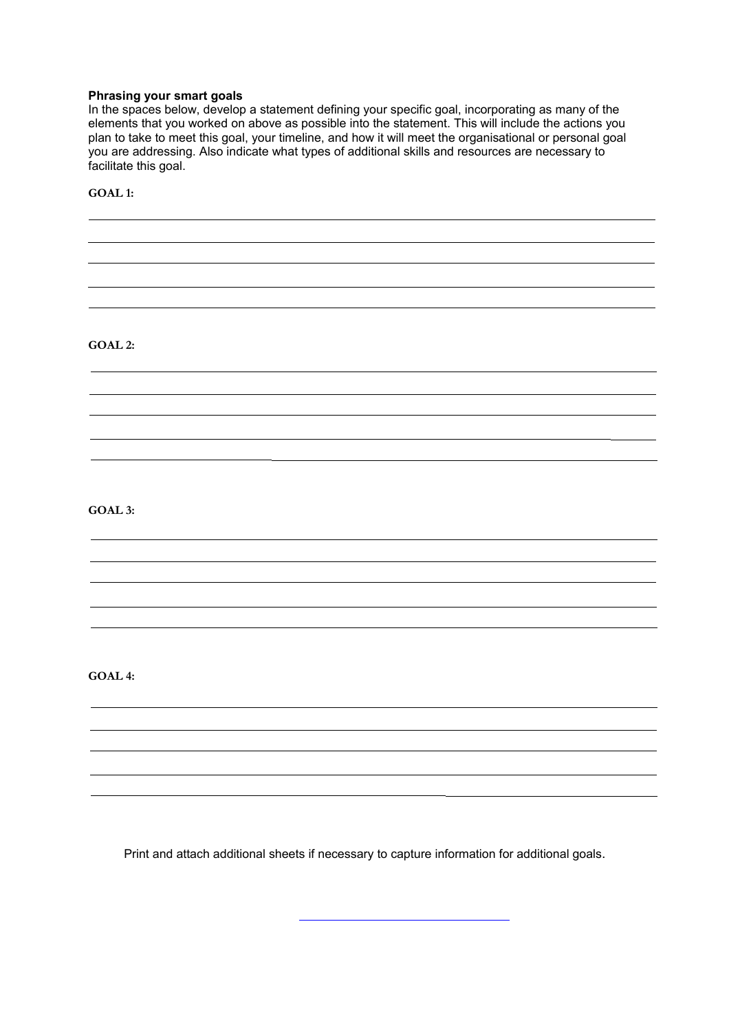**Phrasing your smart goals**

In the spaces below, develop a statement defining your specific goal, incorporating as many of the elements that you worked on above as possible into the statement. This will include the actions you plan to take to meet this goal, your timeline, and how it will meet the organisational or personal goal you are addressing. Also indicate what types of additional skills and resources are necessary to facilitate this goal.

**GOAL 1:**

**GOAL 2:**

**GOAL 3:**

**GOAL 4:**

Print and attach additional sheets if necessary to capture information for additional goals.